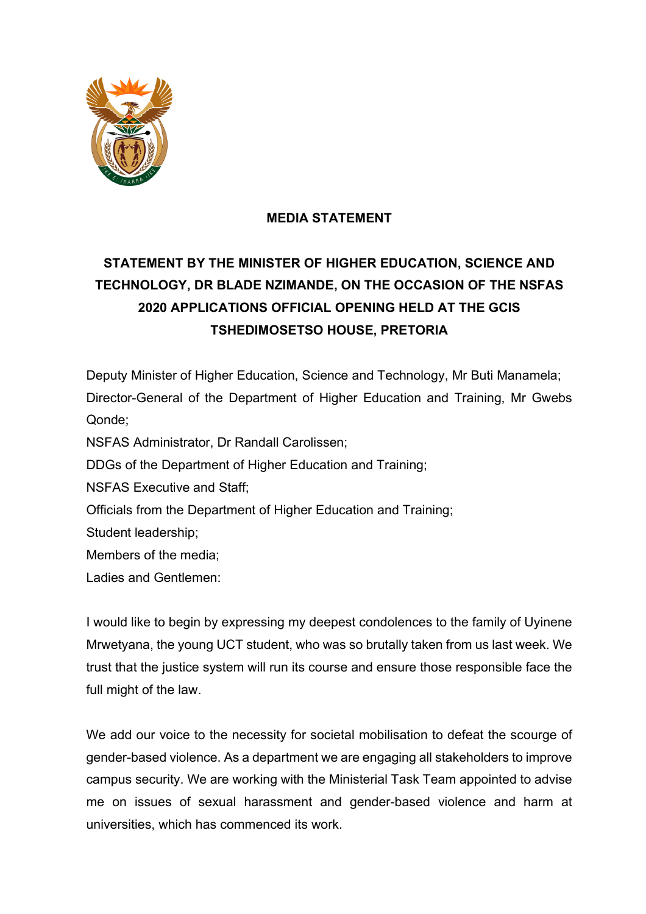**MEDIA STATEMENT**

# STATEMENT BY THE MINISTER OF HIGHER EDUCATION, SCIENCE AND TECHNOLOGY, DR BLADE NZIMANDE, ON THE OCCASION OF THE NSFAS 2020 APPLICATIONS OFFICIAL OPENING HELD AT THE GCIS TSHEDIMOSETSO HOUSE, PRETORIA

Deputy Minister of Higher Education, Science and Technology, Mr Buti Manamela;
Director-General of the Department of Higher Education and Training, Mr Gwebs Qonde;
NSFAS Administrator, Dr Randall Carolissen;
DDGs of the Department of Higher Education and Training;
NSFAS Executive and Staff;
Officials from the Department of Higher Education and Training;
Student leadership;
Members of the media;
Ladies and Gentlemen:

I would like to begin by expressing my deepest condolences to the family of Uyinene Mrwetyana, the young UCT student, who was so brutally taken from us last week. We trust that the justice system will run its course and ensure those responsible face the full might of the law.

We add our voice to the necessity for societal mobilisation to defeat the scourge of gender-based violence. As a department we are engaging all stakeholders to improve campus security. We are working with the Ministerial Task Team appointed to advise me on issues of sexual harassment and gender-based violence and harm at universities, which has commenced its work.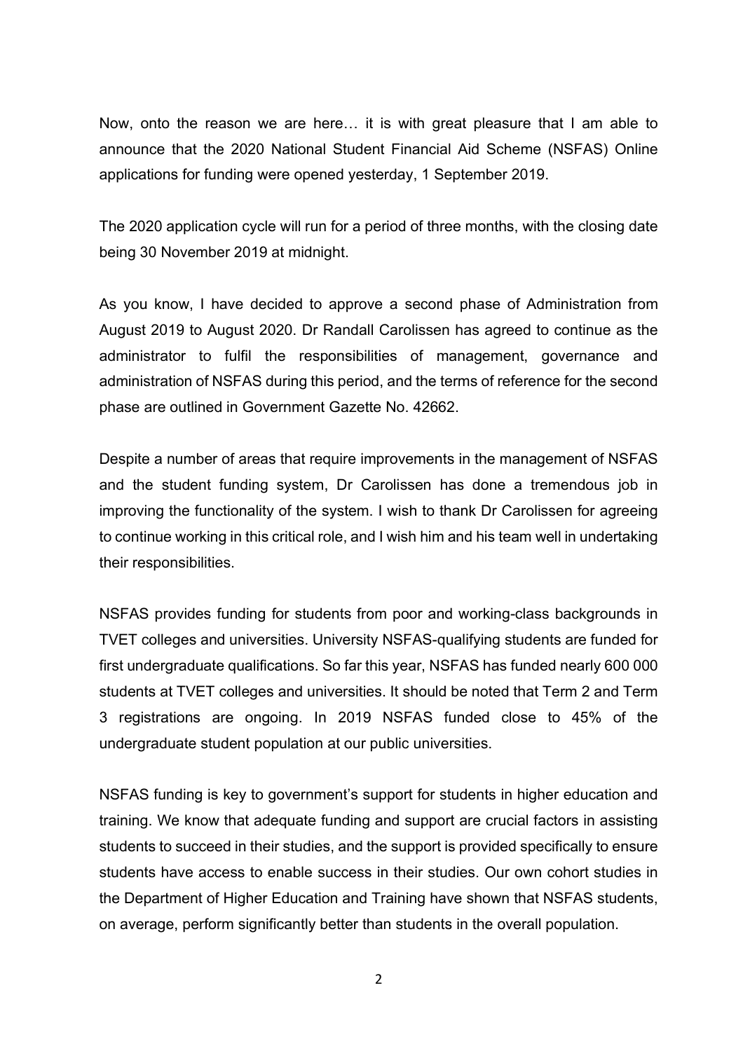Now, onto the reason we are here… it is with great pleasure that I am able to announce that the 2020 National Student Financial Aid Scheme (NSFAS) Online applications for funding were opened yesterday, 1 September 2019.

The 2020 application cycle will run for a period of three months, with the closing date being 30 November 2019 at midnight.

As you know, I have decided to approve a second phase of Administration from August 2019 to August 2020. Dr Randall Carolissen has agreed to continue as the administrator to fulfil the responsibilities of management, governance and administration of NSFAS during this period, and the terms of reference for the second phase are outlined in Government Gazette No. 42662.

Despite a number of areas that require improvements in the management of NSFAS and the student funding system, Dr Carolissen has done a tremendous job in improving the functionality of the system. I wish to thank Dr Carolissen for agreeing to continue working in this critical role, and I wish him and his team well in undertaking their responsibilities.

NSFAS provides funding for students from poor and working-class backgrounds in TVET colleges and universities. University NSFAS-qualifying students are funded for first undergraduate qualifications. So far this year, NSFAS has funded nearly 600 000 students at TVET colleges and universities. It should be noted that Term 2 and Term 3 registrations are ongoing. In 2019 NSFAS funded close to 45% of the undergraduate student population at our public universities.

NSFAS funding is key to government's support for students in higher education and training. We know that adequate funding and support are crucial factors in assisting students to succeed in their studies, and the support is provided specifically to ensure students have access to enable success in their studies. Our own cohort studies in the Department of Higher Education and Training have shown that NSFAS students, on average, perform significantly better than students in the overall population.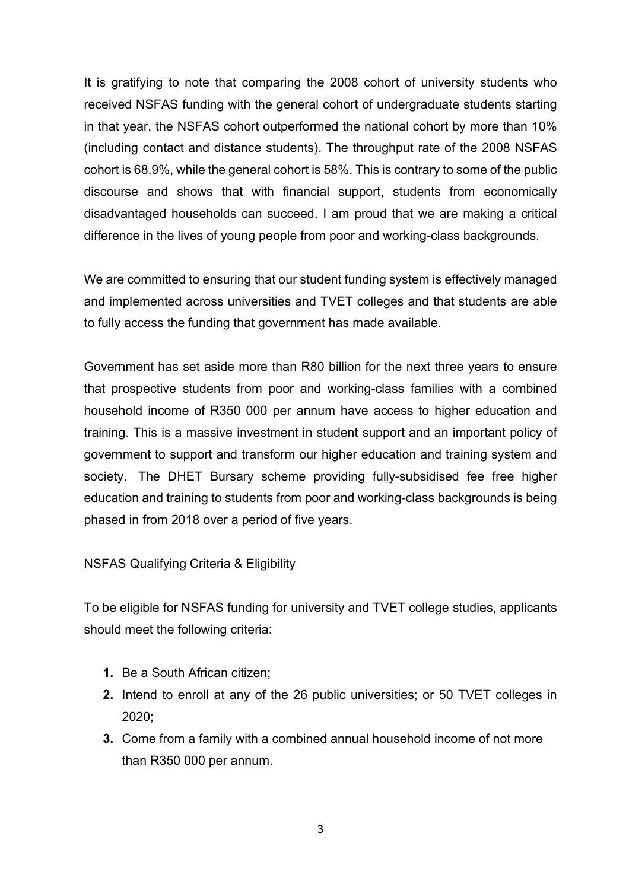It is gratifying to note that comparing the 2008 cohort of university students who received NSFAS funding with the general cohort of undergraduate students starting in that year, the NSFAS cohort outperformed the national cohort by more than 10% (including contact and distance students). The throughput rate of the 2008 NSFAS cohort is 68.9%, while the general cohort is 58%. This is contrary to some of the public discourse and shows that with financial support, students from economically disadvantaged households can succeed. I am proud that we are making a critical difference in the lives of young people from poor and working-class backgrounds.

We are committed to ensuring that our student funding system is effectively managed and implemented across universities and TVET colleges and that students are able to fully access the funding that government has made available.

Government has set aside more than R80 billion for the next three years to ensure that prospective students from poor and working-class families with a combined household income of R350 000 per annum have access to higher education and training. This is a massive investment in student support and an important policy of government to support and transform our higher education and training system and society. The DHET Bursary scheme providing fully-subsidised fee free higher education and training to students from poor and working-class backgrounds is being phased in from 2018 over a period of five years.

NSFAS Qualifying Criteria & Eligibility

To be eligible for NSFAS funding for university and TVET college studies, applicants should meet the following criteria:

1. Be a South African citizen;
2. Intend to enroll at any of the 26 public universities; or 50 TVET colleges in 2020;
3. Come from a family with a combined annual household income of not more than R350 000 per annum.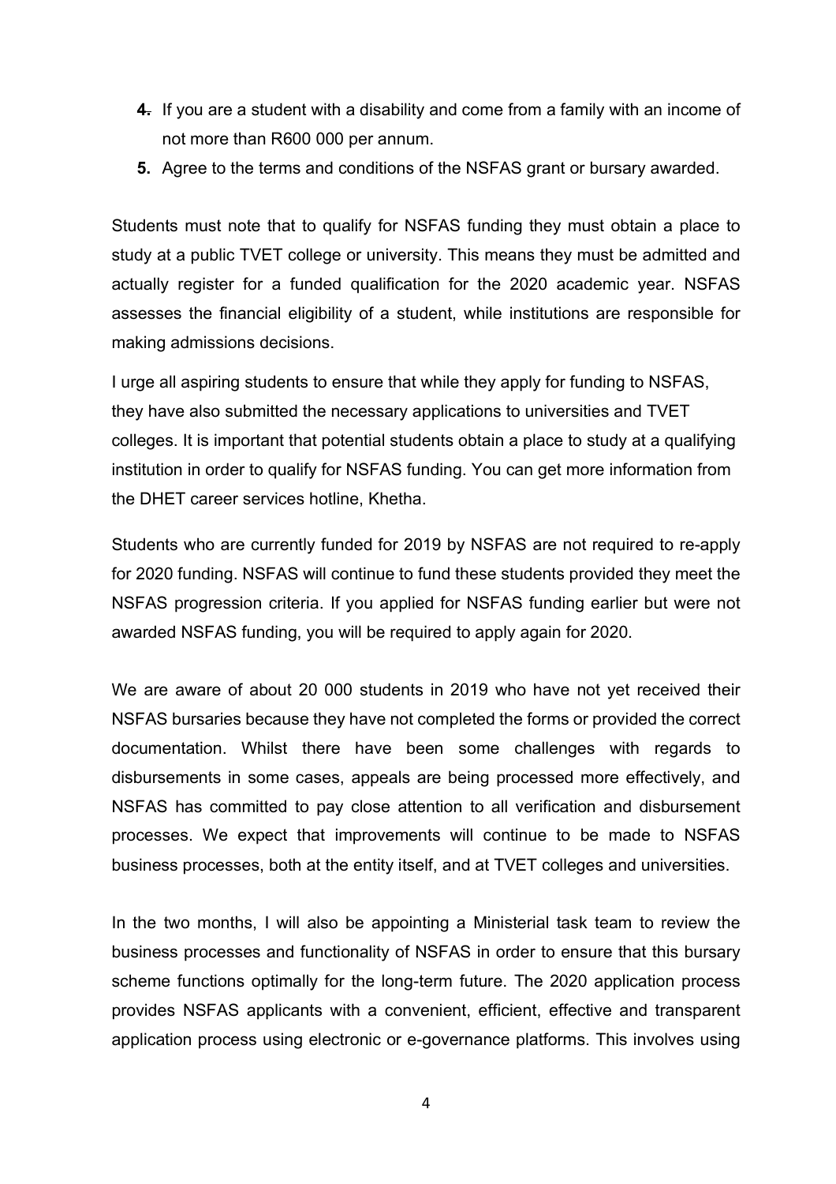4. If you are a student with a disability and come from a family with an income of not more than R600 000 per annum.
5. Agree to the terms and conditions of the NSFAS grant or bursary awarded.

Students must note that to qualify for NSFAS funding they must obtain a place to study at a public TVET college or university. This means they must be admitted and actually register for a funded qualification for the 2020 academic year. NSFAS assesses the financial eligibility of a student, while institutions are responsible for making admissions decisions.

I urge all aspiring students to ensure that while they apply for funding to NSFAS, they have also submitted the necessary applications to universities and TVET colleges. It is important that potential students obtain a place to study at a qualifying institution in order to qualify for NSFAS funding. You can get more information from the DHET career services hotline, Khetha.

Students who are currently funded for 2019 by NSFAS are not required to re-apply for 2020 funding. NSFAS will continue to fund these students provided they meet the NSFAS progression criteria. If you applied for NSFAS funding earlier but were not awarded NSFAS funding, you will be required to apply again for 2020.

We are aware of about 20 000 students in 2019 who have not yet received their NSFAS bursaries because they have not completed the forms or provided the correct documentation. Whilst there have been some challenges with regards to disbursements in some cases, appeals are being processed more effectively, and NSFAS has committed to pay close attention to all verification and disbursement processes. We expect that improvements will continue to be made to NSFAS business processes, both at the entity itself, and at TVET colleges and universities.

In the two months, I will also be appointing a Ministerial task team to review the business processes and functionality of NSFAS in order to ensure that this bursary scheme functions optimally for the long-term future. The 2020 application process provides NSFAS applicants with a convenient, efficient, effective and transparent application process using electronic or e-governance platforms. This involves using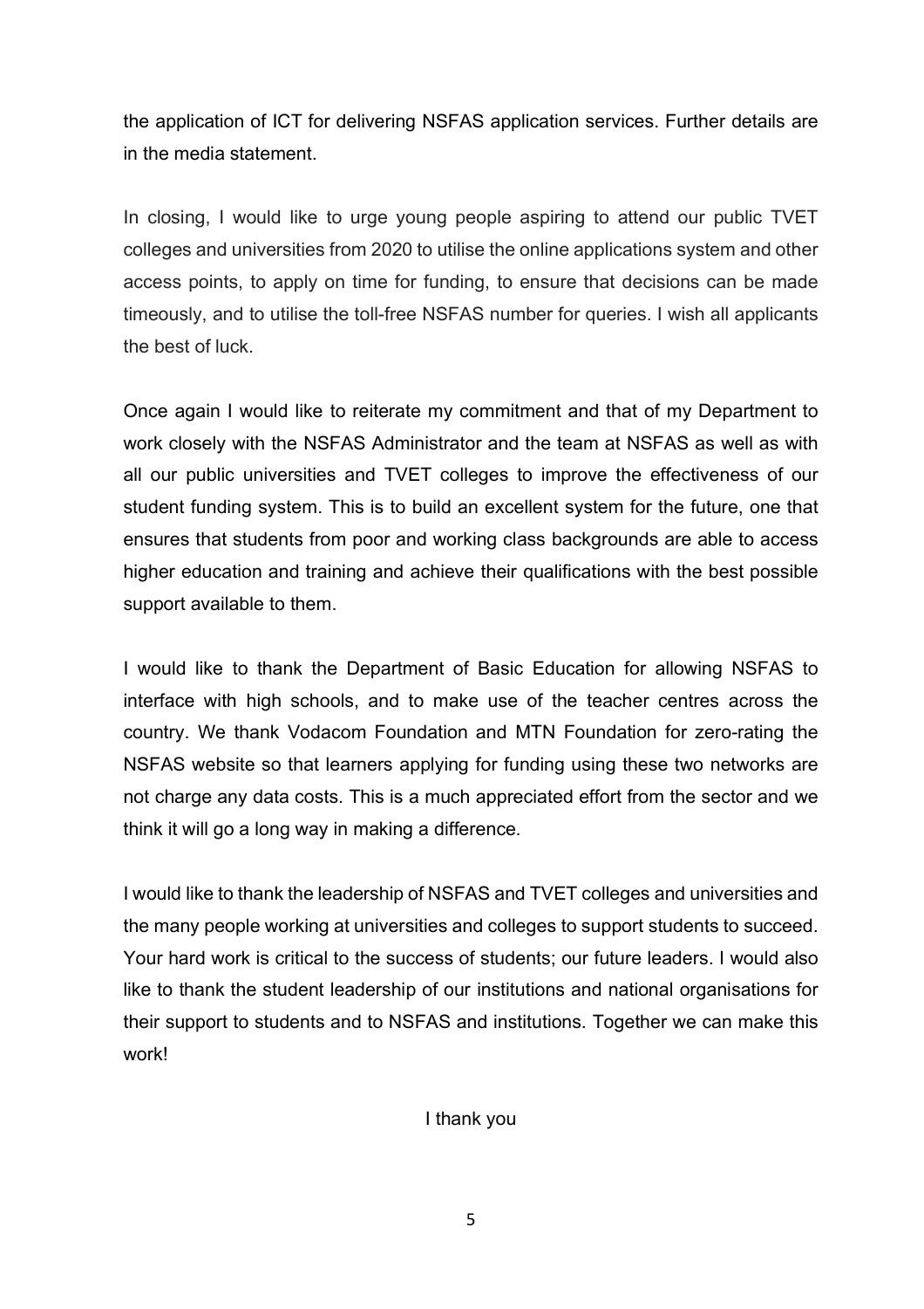the application of ICT for delivering NSFAS application services. Further details are in the media statement.

In closing, I would like to urge young people aspiring to attend our public TVET colleges and universities from 2020 to utilise the online applications system and other access points, to apply on time for funding, to ensure that decisions can be made timeously, and to utilise the toll-free NSFAS number for queries. I wish all applicants the best of luck.

Once again I would like to reiterate my commitment and that of my Department to work closely with the NSFAS Administrator and the team at NSFAS as well as with all our public universities and TVET colleges to improve the effectiveness of our student funding system. This is to build an excellent system for the future, one that ensures that students from poor and working class backgrounds are able to access higher education and training and achieve their qualifications with the best possible support available to them.

I would like to thank the Department of Basic Education for allowing NSFAS to interface with high schools, and to make use of the teacher centres across the country. We thank Vodacom Foundation and MTN Foundation for zero-rating the NSFAS website so that learners applying for funding using these two networks are not charge any data costs. This is a much appreciated effort from the sector and we think it will go a long way in making a difference.

I would like to thank the leadership of NSFAS and TVET colleges and universities and the many people working at universities and colleges to support students to succeed. Your hard work is critical to the success of students; our future leaders. I would also like to thank the student leadership of our institutions and national organisations for their support to students and to NSFAS and institutions. Together we can make this work!

I thank you